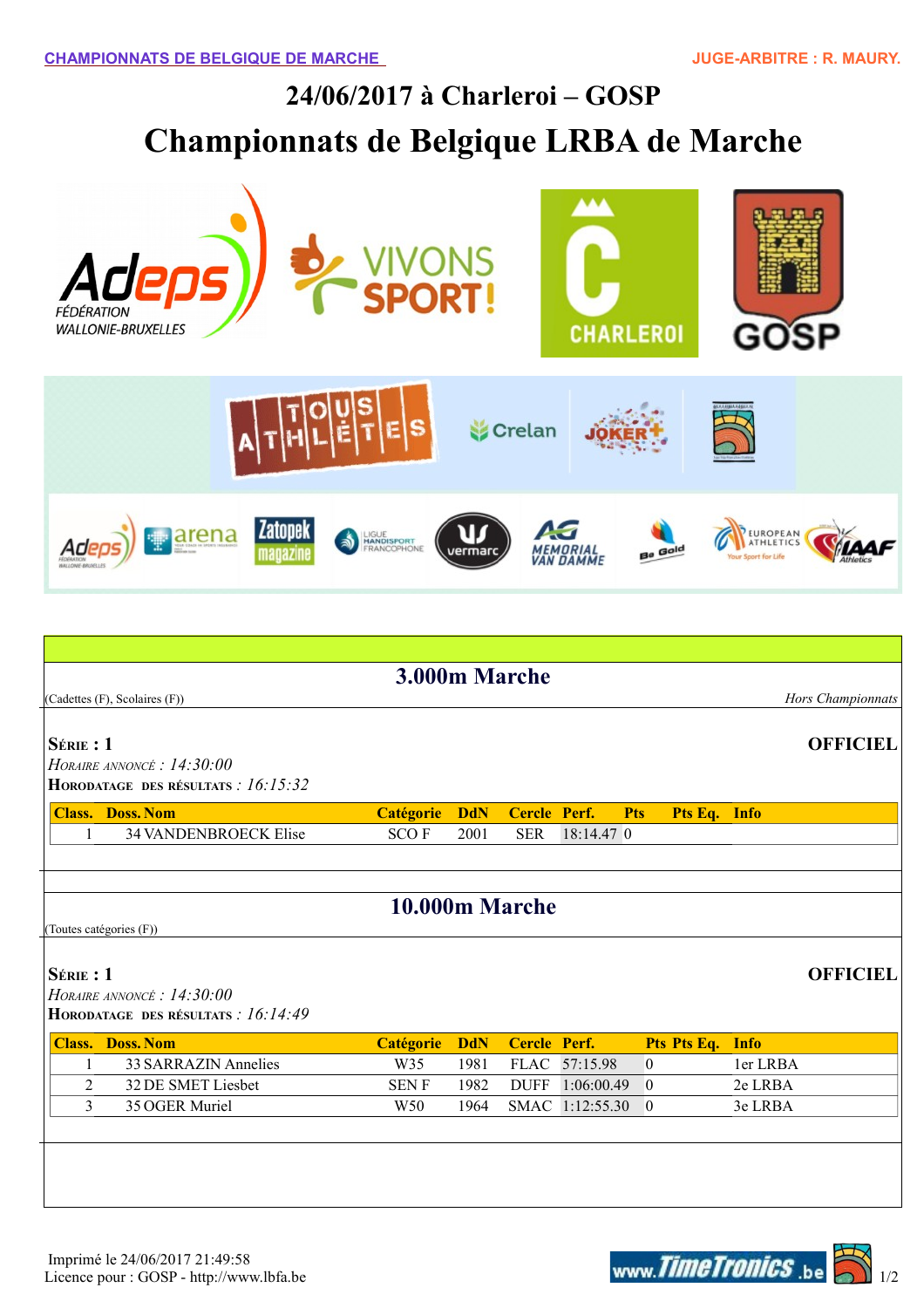CHAMPIONNATS DE BELGIQUE DE MARCHE

JUGE-ARBITRE : R. MAURY.

# 24/06/2017 à Charleroi – GOSP

# Championnats de Belgique LRBA de Marche

## 3.000m Marche

(Cadettes (F), Scolaires (F))

*Hors Championnats*

**SÉRIE : 1**

**OFFICIEL**

*HORAIRE ANNONCÉ : 14:30:00*

**HORODATAGE DES RÉSULTATS** : *16:15:32*

| Class. | Doss. | Nom | Catégorie | DdN | Cercle | Perf. | Pts | Pts Eq. | Info |
|---|---|---|---|---|---|---|---|---|---|
| 1 | 34 | VANDENBROECK Elise | SCO F | 2001 | SER | 18:14.47 | 0 | | |

## 10.000m Marche

(Toutes catégories (F))

**SÉRIE : 1**

**OFFICIEL**

*HORAIRE ANNONCÉ : 14:30:00*

**HORODATAGE DES RÉSULTATS** : *16:14:49*

| Class. | Doss. | Nom | Catégorie | DdN | Cercle | Perf. | Pts | Pts Eq. | Info |
|---|---|---|---|---|---|---|---|---|---|
| 1 | 33 | SARRAZIN Annelies | W35 | 1981 | FLAC | 57:15.98 | 0 | | 1er LRBA |
| 2 | 32 | DE SMET Liesbet | SEN F | 1982 | DUFF | 1:06:00.49 | 0 | | 2e LRBA |
| 3 | 35 | OGER Muriel | W50 | 1964 | SMAC | 1:12:55.30 | 0 | | 3e LRBA |

Imprimé le 24/06/2017 21:49:58
Licence pour : GOSP - http://www.lbfa.be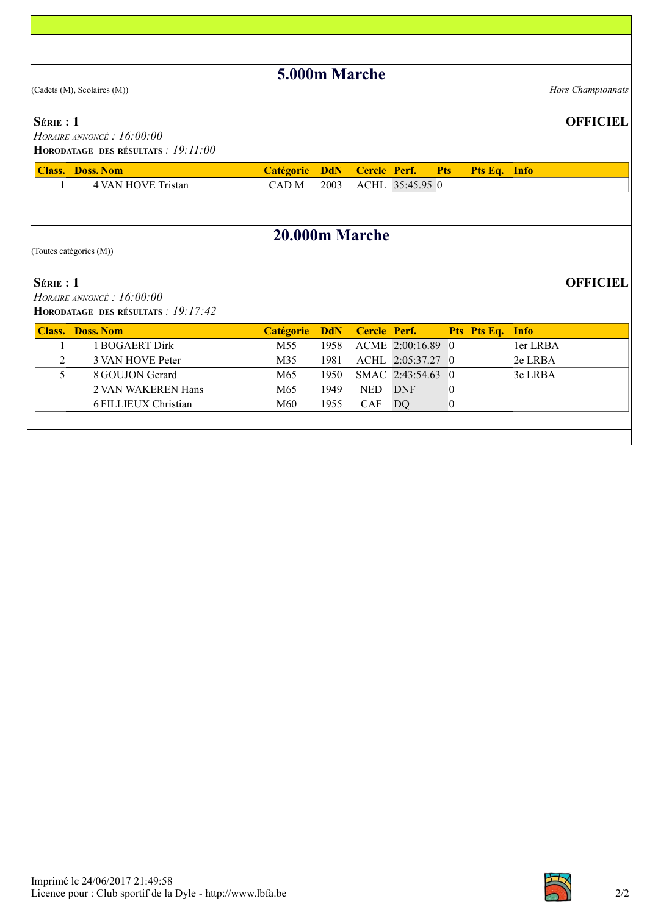## 5.000m Marche

(Cadets (M), Scolaires (M)) *Hors Championnats*

**Série : 1** **OFFICIEL**

*Horaire annoncé : 16:00:00*

**Horodatage des résultats** *: 19:11:00*

| Class. | Doss. | Nom | Catégorie | DdN | Cercle | Perf. | Pts | Pts Eq. | Info |
|---|---|---|---|---|---|---|---|---|---|
| 1 | 4 | VAN HOVE Tristan | CAD M | 2003 | ACHL | 35:45.95 | 0 | | |

## 20.000m Marche

(Toutes catégories (M))

**Série : 1** **OFFICIEL**

*Horaire annoncé : 16:00:00*

**Horodatage des résultats** *: 19:17:42*

| Class. | Doss. | Nom | Catégorie | DdN | Cercle | Perf. | Pts | Pts Eq. | Info |
|---|---|---|---|---|---|---|---|---|---|
| 1 | 1 | BOGAERT Dirk | M55 | 1958 | ACME | 2:00:16.89 | 0 | | 1er LRBA |
| 2 | 3 | VAN HOVE Peter | M35 | 1981 | ACHL | 2:05:37.27 | 0 | | 2e LRBA |
| 5 | 8 | GOUJON Gerard | M65 | 1950 | SMAC | 2:43:54.63 | 0 | | 3e LRBA |
| | 2 | VAN WAKEREN Hans | M65 | 1949 | NED | DNF | 0 | | |
| | 6 | FILLIEUX Christian | M60 | 1955 | CAF | DQ | 0 | | |

Imprimé le 24/06/2017 21:49:58

Licence pour : Club sportif de la Dyle - http://www.lbfa.be